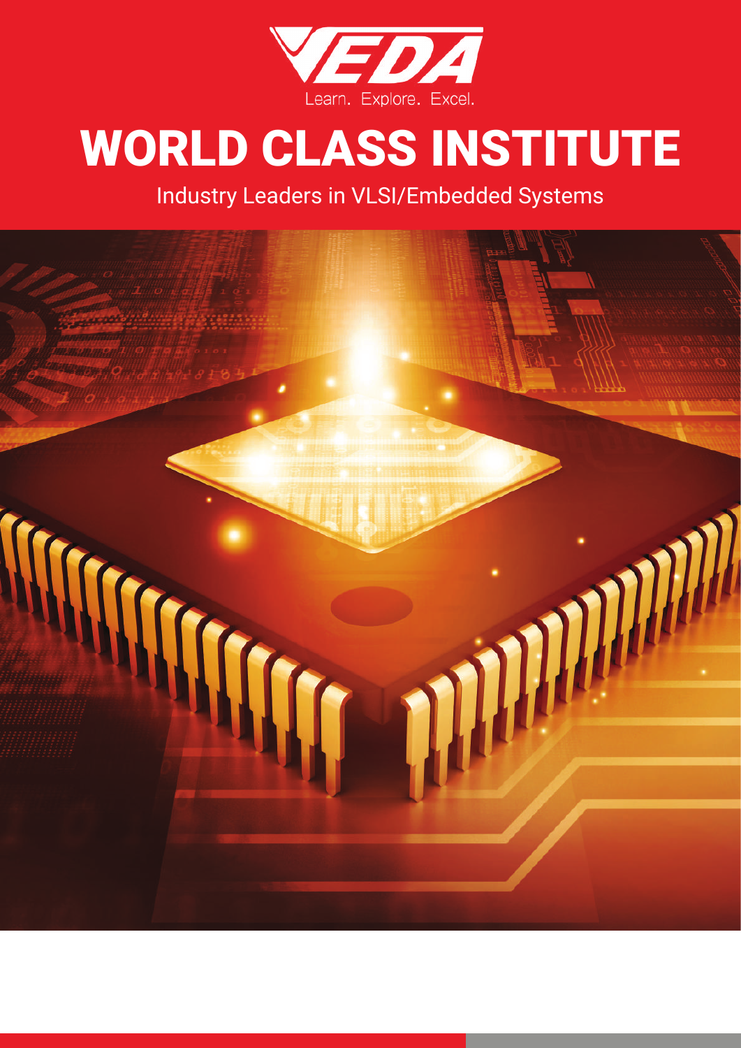VEDA

Learn. Explore. Excel.

# WORLD CLASS INSTITUTE

Industry Leaders in VLSI/Embedded Systems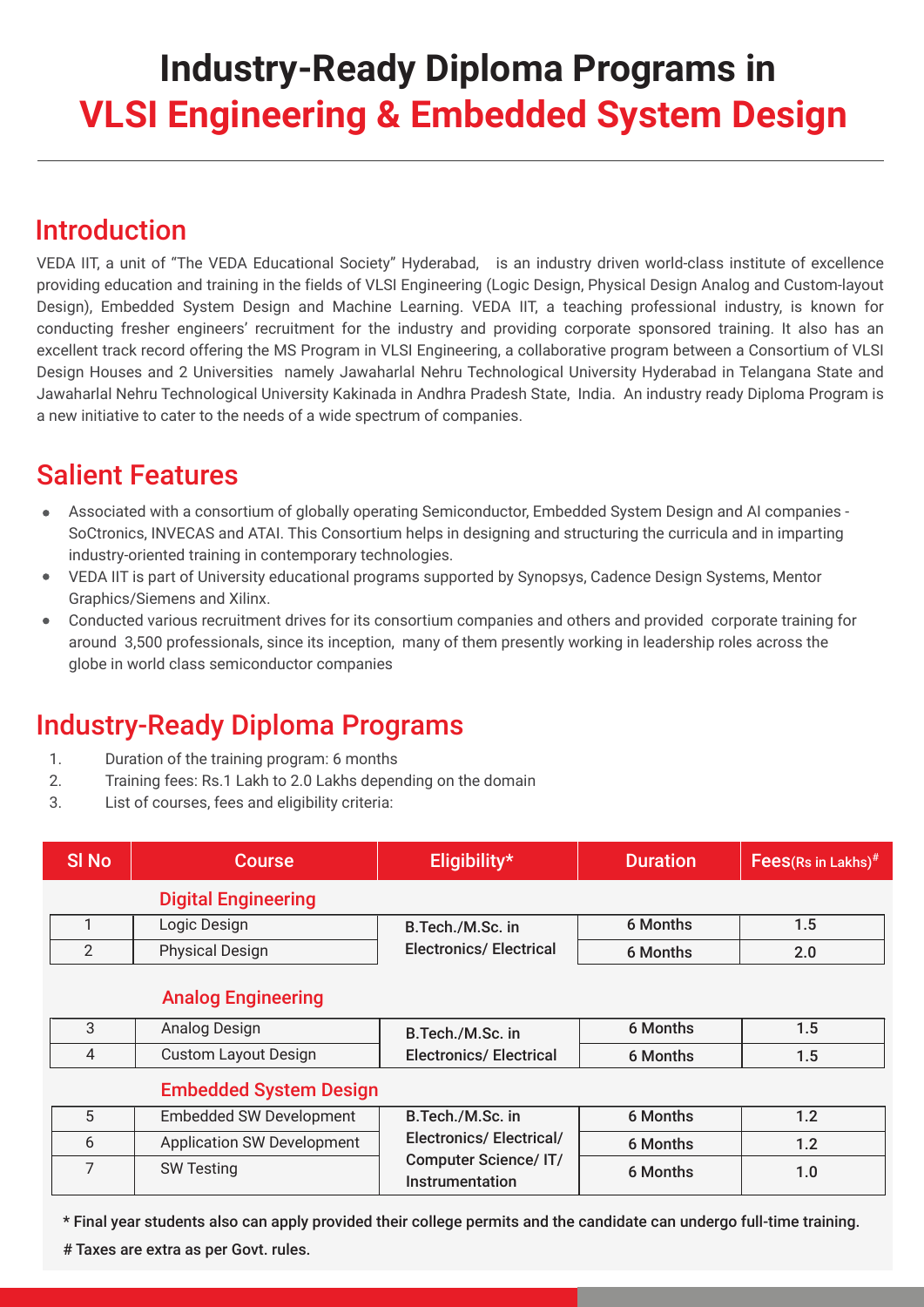# Industry-Ready Diploma Programs in VLSI Engineering & Embedded System Design

## Introduction

VEDA IIT, a unit of "The VEDA Educational Society" Hyderabad, is an industry driven world-class institute of excellence providing education and training in the fields of VLSI Engineering (Logic Design, Physical Design Analog and Custom-layout Design), Embedded System Design and Machine Learning. VEDA IIT, a teaching professional industry, is known for conducting fresher engineers' recruitment for the industry and providing corporate sponsored training. It also has an excellent track record offering the MS Program in VLSI Engineering, a collaborative program between a Consortium of VLSI Design Houses and 2 Universities namely Jawaharlal Nehru Technological University Hyderabad in Telangana State and Jawaharlal Nehru Technological University Kakinada in Andhra Pradesh State, India. An industry ready Diploma Program is a new initiative to cater to the needs of a wide spectrum of companies.

## Salient Features

- Associated with a consortium of globally operating Semiconductor, Embedded System Design and AI companies - SoCtronics, INVECAS and ATAI. This Consortium helps in designing and structuring the curricula and in imparting industry-oriented training in contemporary technologies.
- VEDA IIT is part of University educational programs supported by Synopsys, Cadence Design Systems, Mentor Graphics/Siemens and Xilinx.
- Conducted various recruitment drives for its consortium companies and others and provided corporate training for around 3,500 professionals, since its inception, many of them presently working in leadership roles across the globe in world class semiconductor companies

## Industry-Ready Diploma Programs

1. Duration of the training program: 6 months
2. Training fees: Rs.1 Lakh to 2.0 Lakhs depending on the domain
3. List of courses, fees and eligibility criteria:

| Sl No | Course | Eligibility* | Duration | Fees(Rs in Lakhs)# |
|---|---|---|---|---|
| | **Digital Engineering** | | | |
| 1 | Logic Design | B.Tech./M.Sc. in Electronics/ Electrical | 6 Months | 1.5 |
| 2 | Physical Design | | 6 Months | 2.0 |
| | **Analog Engineering** | | | |
| 3 | Analog Design | B.Tech./M.Sc. in Electronics/ Electrical | 6 Months | 1.5 |
| 4 | Custom Layout Design | | 6 Months | 1.5 |
| | **Embedded System Design** | | | |
| 5 | Embedded SW Development | B.Tech./M.Sc. in Electronics/ Electrical/ Computer Science/ IT/ Instrumentation | 6 Months | 1.2 |
| 6 | Application SW Development | | 6 Months | 1.2 |
| 7 | SW Testing | | 6 Months | 1.0 |

\* Final year students also can apply provided their college permits and the candidate can undergo full-time training.

\# Taxes are extra as per Govt. rules.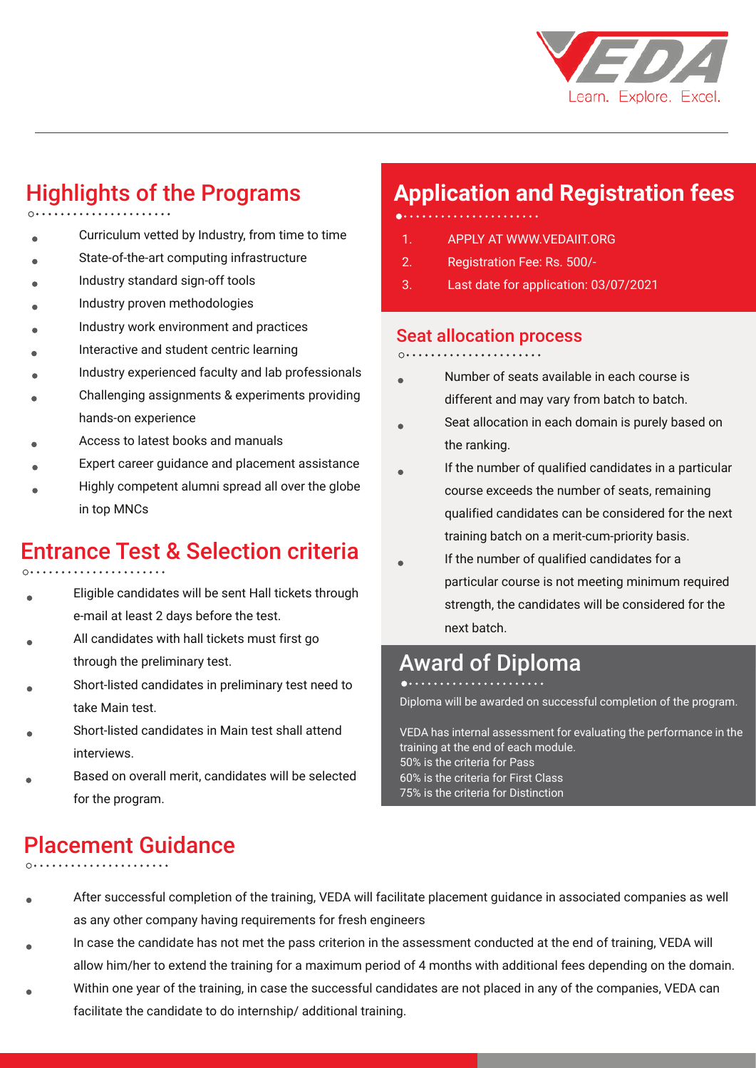VEDA
Learn. Explore. Excel.

## Highlights of the Programs

- Curriculum vetted by Industry, from time to time
- State-of-the-art computing infrastructure
- Industry standard sign-off tools
- Industry proven methodologies
- Industry work environment and practices
- Interactive and student centric learning
- Industry experienced faculty and lab professionals
- Challenging assignments & experiments providing hands-on experience
- Access to latest books and manuals
- Expert career guidance and placement assistance
- Highly competent alumni spread all over the globe in top MNCs

## Entrance Test & Selection criteria

- Eligible candidates will be sent Hall tickets through e-mail at least 2 days before the test.
- All candidates with hall tickets must first go through the preliminary test.
- Short-listed candidates in preliminary test need to take Main test.
- Short-listed candidates in Main test shall attend interviews.
- Based on overall merit, candidates will be selected for the program.

## Application and Registration fees

1. APPLY AT WWW.VEDAIIT.ORG
2. Registration Fee: Rs. 500/-
3. Last date for application: 03/07/2021

## Seat allocation process

- Number of seats available in each course is different and may vary from batch to batch.
- Seat allocation in each domain is purely based on the ranking.
- If the number of qualified candidates in a particular course exceeds the number of seats, remaining qualified candidates can be considered for the next training batch on a merit-cum-priority basis.
- If the number of qualified candidates for a particular course is not meeting minimum required strength, the candidates will be considered for the next batch.

## Award of Diploma

Diploma will be awarded on successful completion of the program.

VEDA has internal assessment for evaluating the performance in the training at the end of each module.
50% is the criteria for Pass
60% is the criteria for First Class
75% is the criteria for Distinction

## Placement Guidance

- After successful completion of the training, VEDA will facilitate placement guidance in associated companies as well as any other company having requirements for fresh engineers
- In case the candidate has not met the pass criterion in the assessment conducted at the end of training, VEDA will allow him/her to extend the training for a maximum period of 4 months with additional fees depending on the domain.
- Within one year of the training, in case the successful candidates are not placed in any of the companies, VEDA can facilitate the candidate to do internship/ additional training.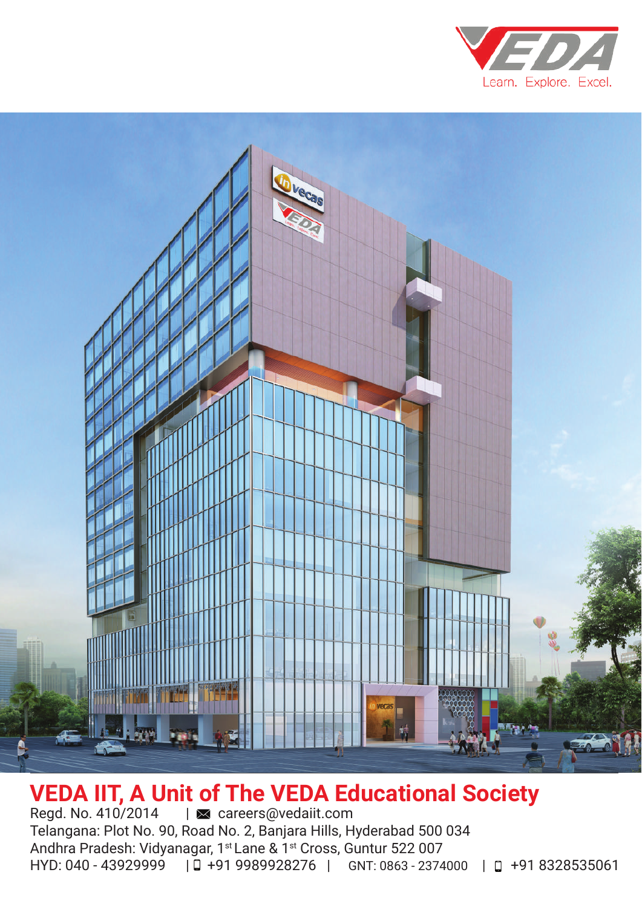VEDA

Learn. Explore. Excel.

# VEDA IIT, A Unit of The VEDA Educational Society

Regd. No. 410/2014 | careers@vedaiit.com

Telangana: Plot No. 90, Road No. 2, Banjara Hills, Hyderabad 500 034

Andhra Pradesh: Vidyanagar, 1st Lane & 1st Cross, Guntur 522 007

HYD: 040 - 43929999 | +91 9989928276 | GNT: 0863 - 2374000 | +91 8328535061